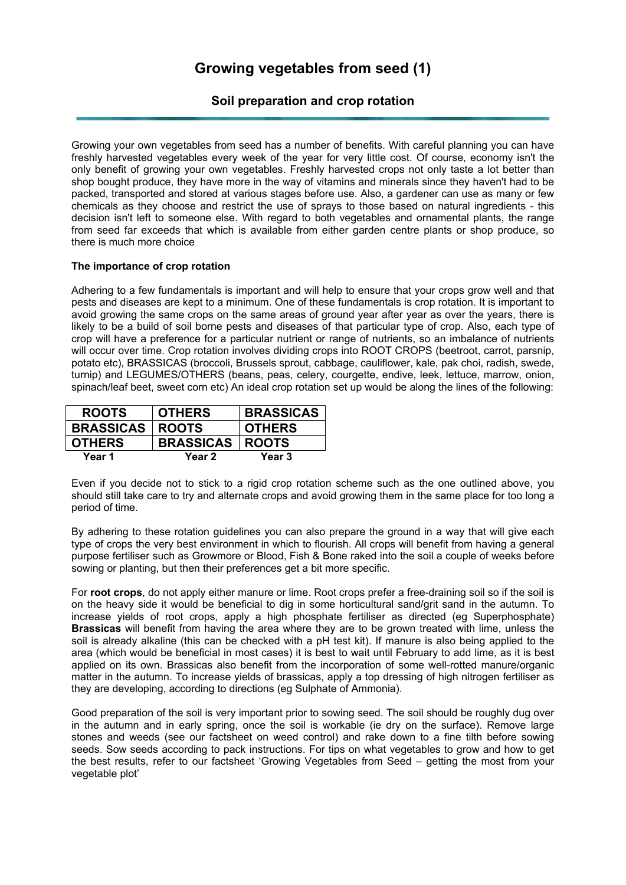# Growing vegetables from seed (1)

## Soil preparation and crop rotation

Growing your own vegetables from seed has a number of benefits. With careful planning you can have freshly harvested vegetables every week of the year for very little cost. Of course, economy isn't the only benefit of growing your own vegetables. Freshly harvested crops not only taste a lot better than shop bought produce, they have more in the way of vitamins and minerals since they haven't had to be packed, transported and stored at various stages before use. Also, a gardener can use as many or few chemicals as they choose and restrict the use of sprays to those based on natural ingredients - this decision isn't left to someone else. With regard to both vegetables and ornamental plants, the range from seed far exceeds that which is available from either garden centre plants or shop produce, so there is much more choice

**The importance of crop rotation**

Adhering to a few fundamentals is important and will help to ensure that your crops grow well and that pests and diseases are kept to a minimum. One of these fundamentals is crop rotation. It is important to avoid growing the same crops on the same areas of ground year after year as over the years, there is likely to be a build of soil borne pests and diseases of that particular type of crop. Also, each type of crop will have a preference for a particular nutrient or range of nutrients, so an imbalance of nutrients will occur over time. Crop rotation involves dividing crops into ROOT CROPS (beetroot, carrot, parsnip, potato etc), BRASSICAS (broccoli, Brussels sprout, cabbage, cauliflower, kale, pak choi, radish, swede, turnip) and LEGUMES/OTHERS (beans, peas, celery, courgette, endive, leek, lettuce, marrow, onion, spinach/leaf beet, sweet corn etc) An ideal crop rotation set up would be along the lines of the following:

| Year 1 | Year 2 | Year 3 |
|---|---|---|
| ROOTS | OTHERS | BRASSICAS |
| BRASSICAS | ROOTS | OTHERS |
| OTHERS | BRASSICAS | ROOTS |

Even if you decide not to stick to a rigid crop rotation scheme such as the one outlined above, you should still take care to try and alternate crops and avoid growing them in the same place for too long a period of time.

By adhering to these rotation guidelines you can also prepare the ground in a way that will give each type of crops the very best environment in which to flourish. All crops will benefit from having a general purpose fertiliser such as Growmore or Blood, Fish & Bone raked into the soil a couple of weeks before sowing or planting, but then their preferences get a bit more specific.

For **root crops**, do not apply either manure or lime. Root crops prefer a free-draining soil so if the soil is on the heavy side it would be beneficial to dig in some horticultural sand/grit sand in the autumn. To increase yields of root crops, apply a high phosphate fertiliser as directed (eg Superphosphate) **Brassicas** will benefit from having the area where they are to be grown treated with lime, unless the soil is already alkaline (this can be checked with a pH test kit). If manure is also being applied to the area (which would be beneficial in most cases) it is best to wait until February to add lime, as it is best applied on its own. Brassicas also benefit from the incorporation of some well-rotted manure/organic matter in the autumn. To increase yields of brassicas, apply a top dressing of high nitrogen fertiliser as they are developing, according to directions (eg Sulphate of Ammonia).

Good preparation of the soil is very important prior to sowing seed. The soil should be roughly dug over in the autumn and in early spring, once the soil is workable (ie dry on the surface). Remove large stones and weeds (see our factsheet on weed control) and rake down to a fine tilth before sowing seeds. Sow seeds according to pack instructions. For tips on what vegetables to grow and how to get the best results, refer to our factsheet 'Growing Vegetables from Seed – getting the most from your vegetable plot'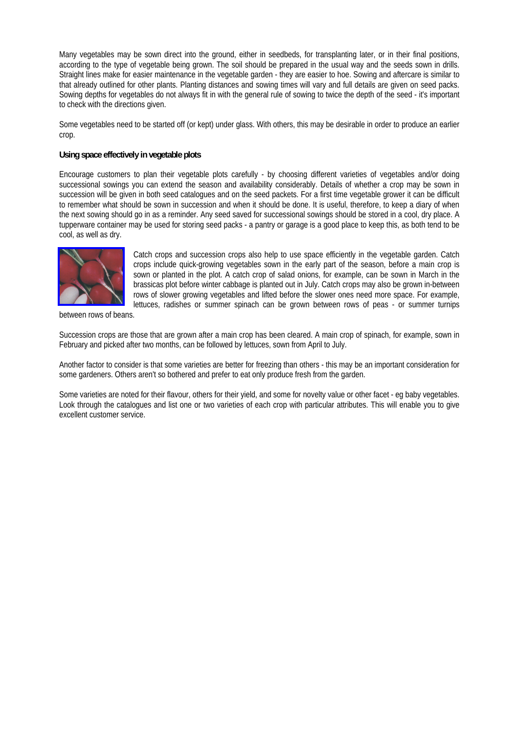Many vegetables may be sown direct into the ground, either in seedbeds, for transplanting later, or in their final positions, according to the type of vegetable being grown. The soil should be prepared in the usual way and the seeds sown in drills. Straight lines make for easier maintenance in the vegetable garden - they are easier to hoe. Sowing and aftercare is similar to that already outlined for other plants. Planting distances and sowing times will vary and full details are given on seed packs. Sowing depths for vegetables do not always fit in with the general rule of sowing to twice the depth of the seed - it's important to check with the directions given.

Some vegetables need to be started off (or kept) under glass. With others, this may be desirable in order to produce an earlier crop.

**Using space effectively in vegetable plots**

Encourage customers to plan their vegetable plots carefully - by choosing different varieties of vegetables and/or doing successional sowings you can extend the season and availability considerably. Details of whether a crop may be sown in succession will be given in both seed catalogues and on the seed packets. For a first time vegetable grower it can be difficult to remember what should be sown in succession and when it should be done. It is useful, therefore, to keep a diary of when the next sowing should go in as a reminder. Any seed saved for successional sowings should be stored in a cool, dry place. A tupperware container may be used for storing seed packs - a pantry or garage is a good place to keep this, as both tend to be cool, as well as dry.

Catch crops and succession crops also help to use space efficiently in the vegetable garden. Catch crops include quick-growing vegetables sown in the early part of the season, before a main crop is sown or planted in the plot. A catch crop of salad onions, for example, can be sown in March in the brassicas plot before winter cabbage is planted out in July. Catch crops may also be grown in-between rows of slower growing vegetables and lifted before the slower ones need more space. For example, lettuces, radishes or summer spinach can be grown between rows of peas - or summer turnips between rows of beans.

Succession crops are those that are grown after a main crop has been cleared. A main crop of spinach, for example, sown in February and picked after two months, can be followed by lettuces, sown from April to July.

Another factor to consider is that some varieties are better for freezing than others - this may be an important consideration for some gardeners. Others aren't so bothered and prefer to eat only produce fresh from the garden.

Some varieties are noted for their flavour, others for their yield, and some for novelty value or other facet - eg baby vegetables. Look through the catalogues and list one or two varieties of each crop with particular attributes. This will enable you to give excellent customer service.